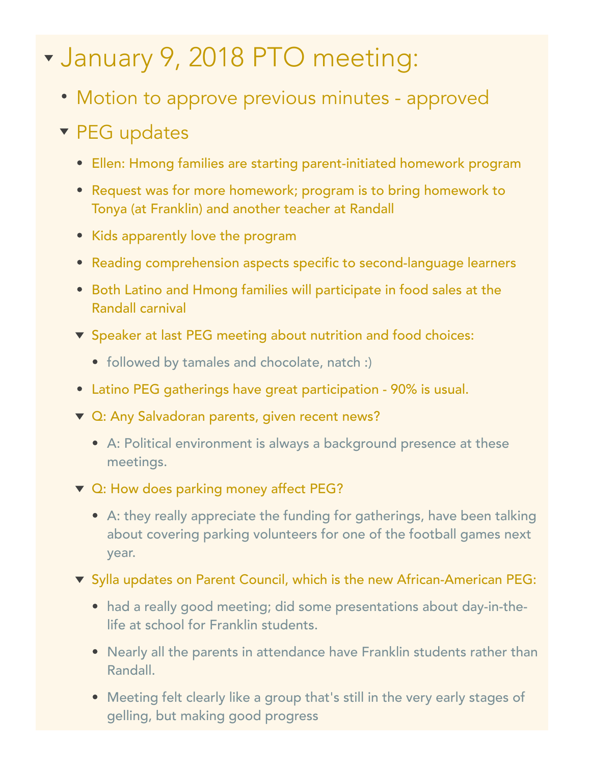# January 9, 2018 PTO meeting:

- Motion to approve previous minutes - approved
- PEG updates
  - Ellen: Hmong families are starting parent-initiated homework program
  - Request was for more homework; program is to bring homework to Tonya (at Franklin) and another teacher at Randall
  - Kids apparently love the program
  - Reading comprehension aspects specific to second-language learners
  - Both Latino and Hmong families will participate in food sales at the Randall carnival
  - Speaker at last PEG meeting about nutrition and food choices:
    - followed by tamales and chocolate, natch :)
  - Latino PEG gatherings have great participation - 90% is usual.
  - Q: Any Salvadoran parents, given recent news?
    - A: Political environment is always a background presence at these meetings.
  - Q: How does parking money affect PEG?
    - A: they really appreciate the funding for gatherings, have been talking about covering parking volunteers for one of the football games next year.
  - Sylla updates on Parent Council, which is the new African-American PEG:
    - had a really good meeting; did some presentations about day-in-the-life at school for Franklin students.
    - Nearly all the parents in attendance have Franklin students rather than Randall.
    - Meeting felt clearly like a group that's still in the very early stages of gelling, but making good progress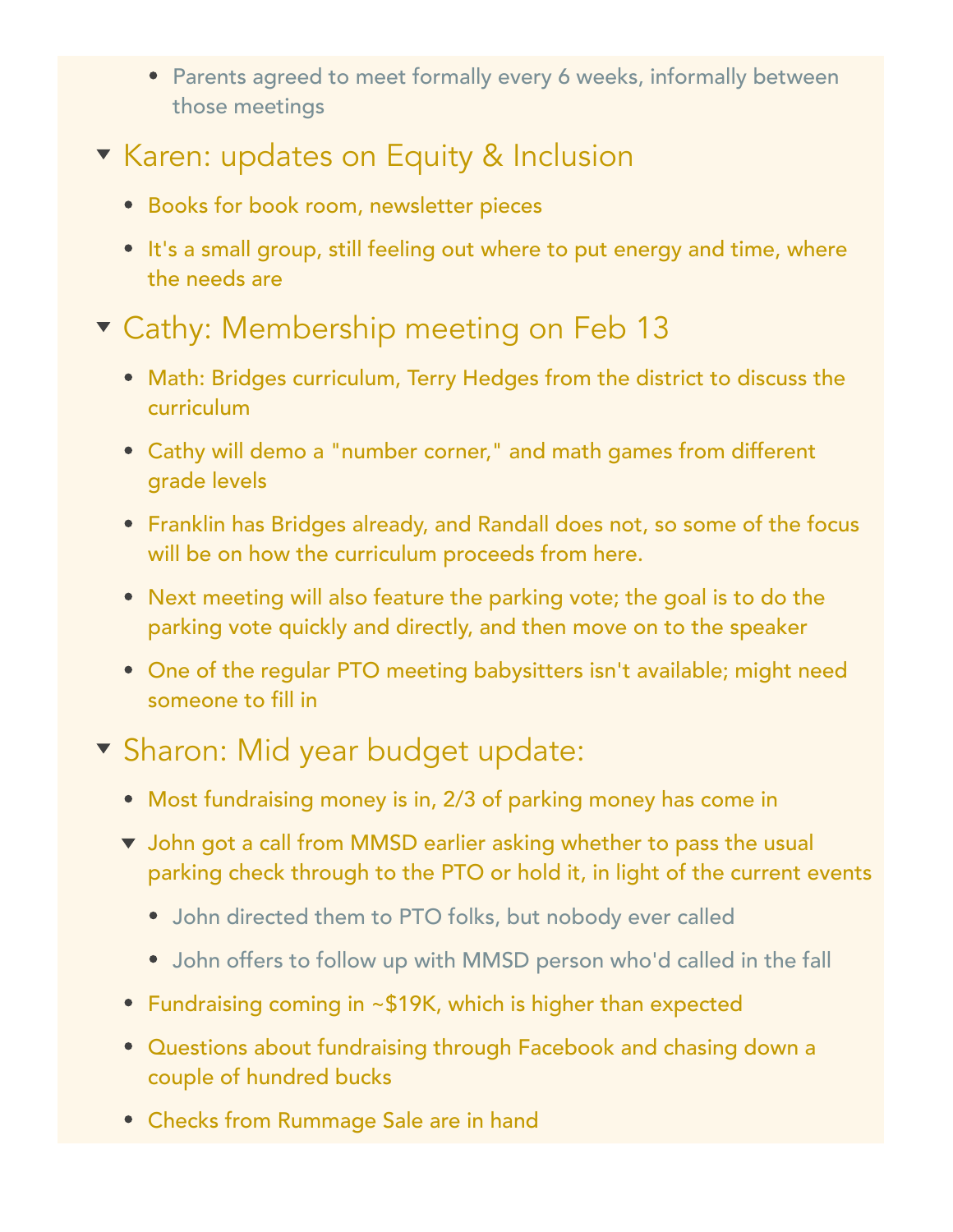- Parents agreed to meet formally every 6 weeks, informally between those meetings

## Karen: updates on Equity & Inclusion

- Books for book room, newsletter pieces
- It's a small group, still feeling out where to put energy and time, where the needs are

## Cathy: Membership meeting on Feb 13

- Math: Bridges curriculum, Terry Hedges from the district to discuss the curriculum
- Cathy will demo a "number corner," and math games from different grade levels
- Franklin has Bridges already, and Randall does not, so some of the focus will be on how the curriculum proceeds from here.
- Next meeting will also feature the parking vote; the goal is to do the parking vote quickly and directly, and then move on to the speaker
- One of the regular PTO meeting babysitters isn't available; might need someone to fill in

## Sharon: Mid year budget update:

- Most fundraising money is in, 2/3 of parking money has come in
- John got a call from MMSD earlier asking whether to pass the usual parking check through to the PTO or hold it, in light of the current events
  - John directed them to PTO folks, but nobody ever called
  - John offers to follow up with MMSD person who'd called in the fall
- Fundraising coming in ~$19K, which is higher than expected
- Questions about fundraising through Facebook and chasing down a couple of hundred bucks
- Checks from Rummage Sale are in hand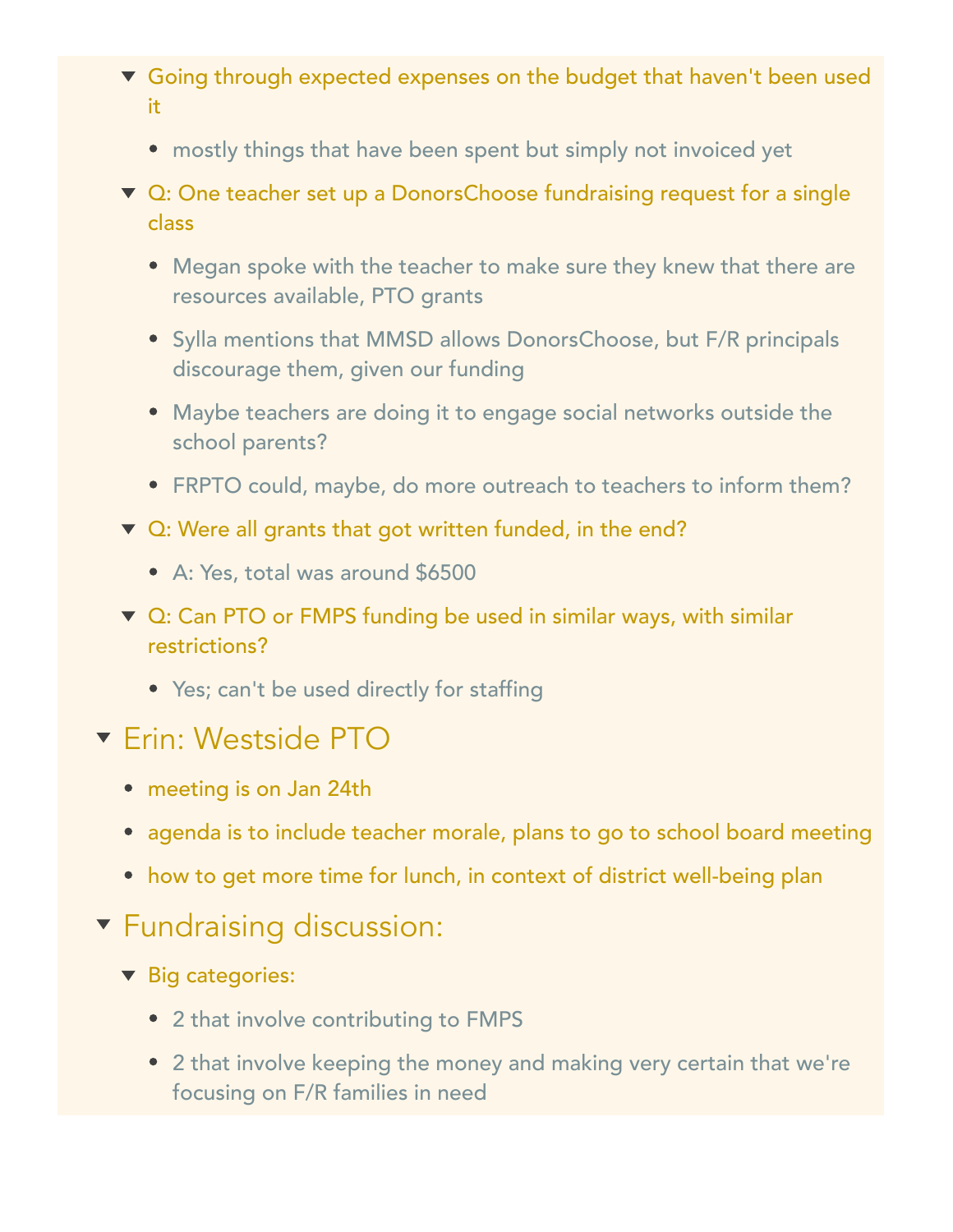- Going through expected expenses on the budget that haven't been used it
  - mostly things that have been spent but simply not invoiced yet
- Q: One teacher set up a DonorsChoose fundraising request for a single class
  - Megan spoke with the teacher to make sure they knew that there are resources available, PTO grants
  - Sylla mentions that MMSD allows DonorsChoose, but F/R principals discourage them, given our funding
  - Maybe teachers are doing it to engage social networks outside the school parents?
  - FRPTO could, maybe, do more outreach to teachers to inform them?
- Q: Were all grants that got written funded, in the end?
  - A: Yes, total was around $6500
- Q: Can PTO or FMPS funding be used in similar ways, with similar restrictions?
  - Yes; can't be used directly for staffing

## Erin: Westside PTO

- meeting is on Jan 24th
- agenda is to include teacher morale, plans to go to school board meeting
- how to get more time for lunch, in context of district well-being plan

## Fundraising discussion:

- Big categories:
  - 2 that involve contributing to FMPS
  - 2 that involve keeping the money and making very certain that we're focusing on F/R families in need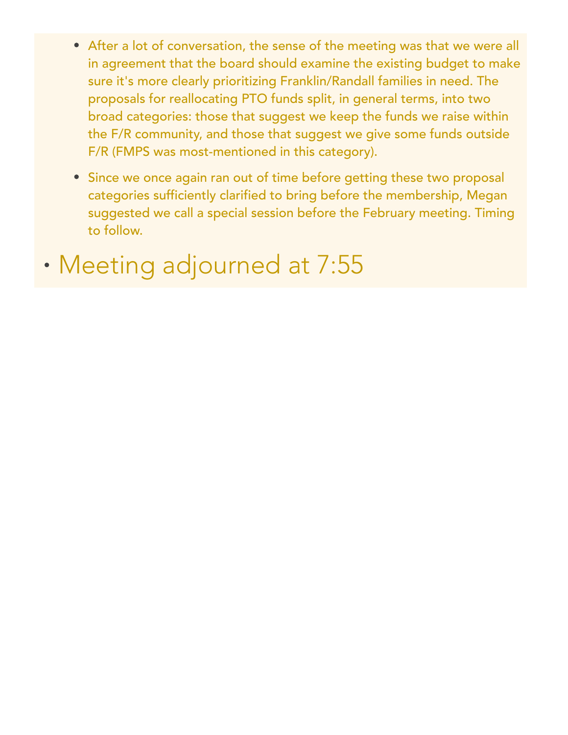- After a lot of conversation, the sense of the meeting was that we were all in agreement that the board should examine the existing budget to make sure it's more clearly prioritizing Franklin/Randall families in need. The proposals for reallocating PTO funds split, in general terms, into two broad categories: those that suggest we keep the funds we raise within the F/R community, and those that suggest we give some funds outside F/R (FMPS was most-mentioned in this category).
  - Since we once again ran out of time before getting these two proposal categories sufficiently clarified to bring before the membership, Megan suggested we call a special session before the February meeting. Timing to follow.

- Meeting adjourned at 7:55